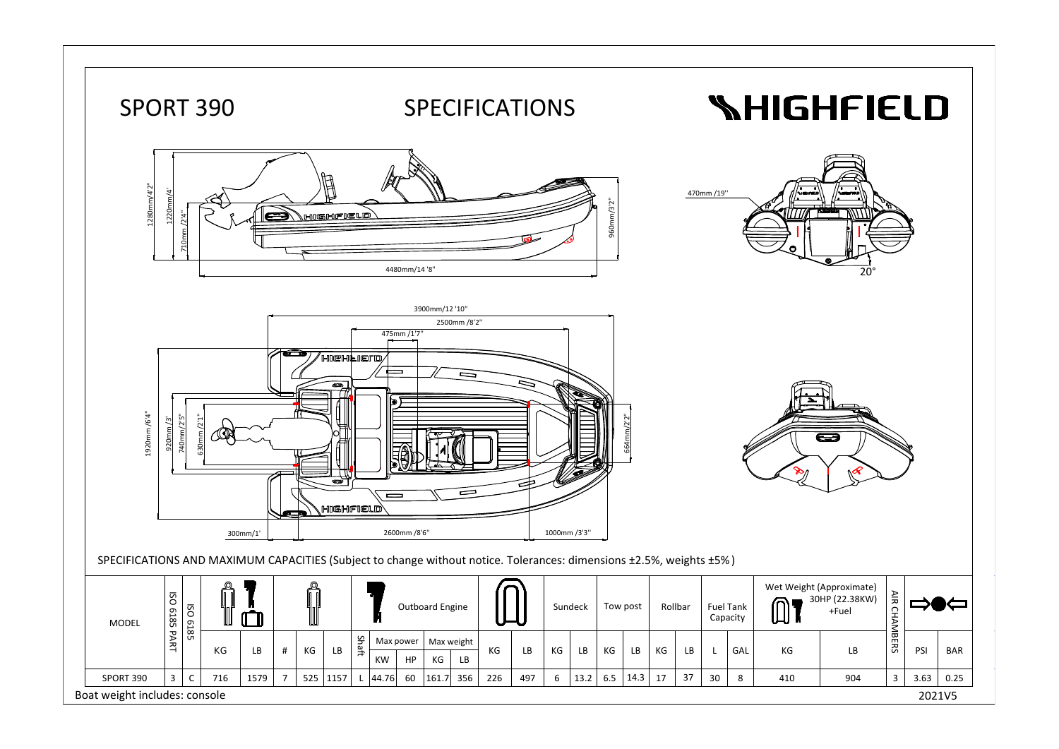# SPORT 390

## SPECIFICATIONS

HIGHFIELD

1280mm/4'2''
1220mm/4'
710mm /2'4''
960mm/3'2''
4480mm/14 '8''
470mm /19''
20°

3900mm/12 '10''
2500mm /8'2''
475mm /1'7''
1920mm /6'4''
920mm /3'
740mm/2'5''
630mm/2'1''
664mm/2'2''
300mm/1'
2600mm /8'6''
1000mm /3'3''

SPECIFICATIONS AND MAXIMUM CAPACITIES (Subject to change without notice. Tolerances: dimensions ±2.5%, weights ±5%)

| MODEL | ISO 6185 PART | ISO 6185 | | | | | | Outboard Engine | | | | | | | | Sundeck | | Tow post | | Rollbar | | Fuel Tank Capacity | | Wet Weight (Approximate) 30HP (22.38KW) +Fuel | | AIR CHAMBERS | | |
|---|---|---|---|---|---|---|---|---|---|---|---|---|---|---|---|---|---|---|---|---|---|---|---|---|---|---|---|---|
| | | | | | | | | Shaft | Max power | | Max weight | | | | | | | | | | | | | | | | | |
| | | | KG | LB | # | KG | LB | | KW | HP | KG | LB | KG | LB | KG | LB | KG | LB | KG | LB | L | GAL | KG | LB | | PSI | BAR |
| SPORT 390 | 3 | C | 716 | 1579 | 7 | 525 | 1157 | L | 44.76 | 60 | 161.7 | 356 | 226 | 497 | 6 | 13.2 | 6.5 | 14.3 | 17 | 37 | 30 | 8 | 410 | 904 | 3 | 3.63 | 0.25 |

Boat weight includes: console

2021V5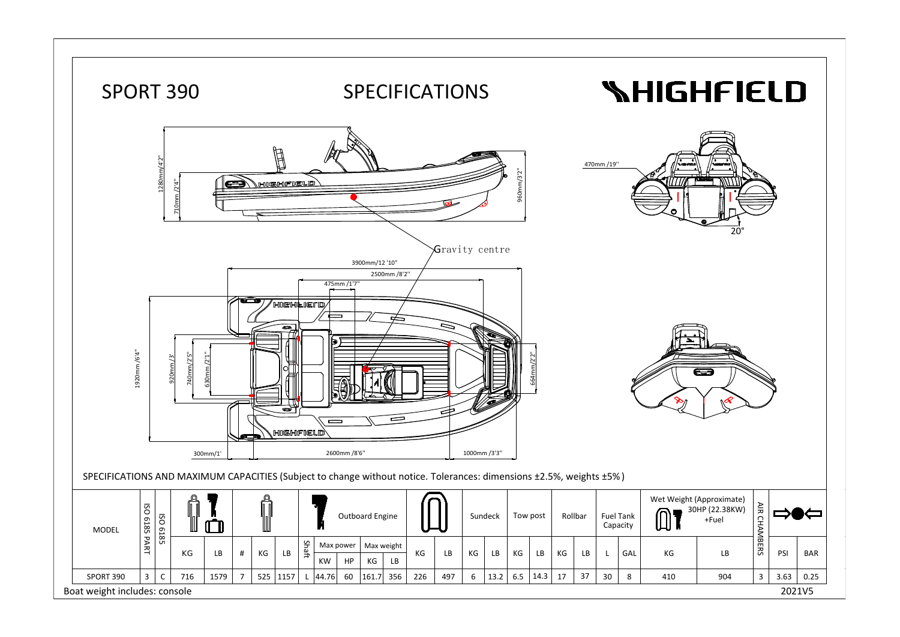# SPORT 390

# SPECIFICATIONS

HIGHFIELD

1280mm/4'2"

710mm /2'4"

960mm/3'2"

470mm /19''

20°

Gravity centre

3900mm/12 '10"

2500mm /8'2''

475mm /1'7"

1920mm /6'4"

920mm /3'

740mm/2'5"

630mm /2'1"

664mm/2'2"

300mm/1'

2600mm /8'6"

1000mm /3'3"

SPECIFICATIONS AND MAXIMUM CAPACITIES (Subject to change without notice. Tolerances: dimensions ±2.5%, weights ±5%)

| MODEL | ISO 6185 PART | ISO 6185 | Persons + Luggage | | Persons | | | Outboard Engine | | | | | | Hull | | Sundeck | | Tow post | | Rollbar | | Fuel Tank Capacity | | Wet Weight (Approximate) 30HP (22.38KW) +Fuel | | AIR CHAMBERS | Pressure | |
|---|---|---|---|---|---|---|---|---|---|---|---|---|---|---|---|---|---|---|---|---|---|---|---|---|---|---|---|---|
| | | | | | | | | Shaft | Max power | | Max weight | | | | | | | | | | | | | | | | | |
| | | | KG | LB | # | KG | LB | | KW | HP | KG | LB | KG | LB | KG | LB | KG | LB | KG | LB | L | GAL | KG | LB | | PSI | BAR |
| SPORT 390 | 3 | C | 716 | 1579 | 7 | 525 | 1157 | L | 44.76 | 60 | 161.7 | 356 | 226 | 497 | 6 | 13.2 | 6.5 | 14.3 | 17 | 37 | 30 | 8 | 410 | 904 | 3 | 3.63 | 0.25 |

Boat weight includes: console

2021V5